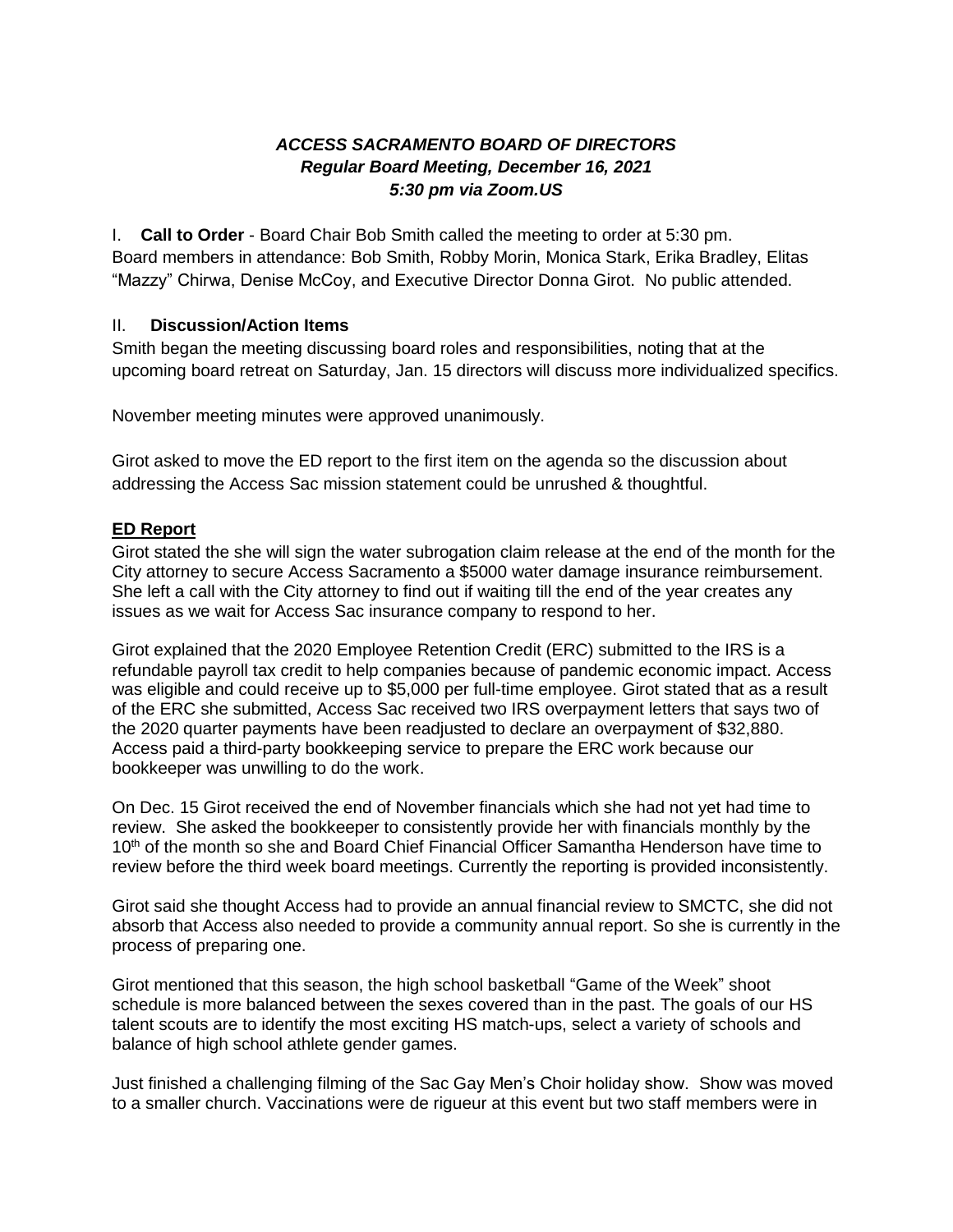***ACCESS SACRAMENTO BOARD OF DIRECTORS***
***Regular Board Meeting, December 16, 2021***
***5:30 pm via Zoom.US***

I. **Call to Order** - Board Chair Bob Smith called the meeting to order at 5:30 pm. Board members in attendance: Bob Smith, Robby Morin, Monica Stark, Erika Bradley, Elitas "Mazzy" Chirwa, Denise McCoy, and Executive Director Donna Girot. No public attended.

II. **Discussion/Action Items**

Smith began the meeting discussing board roles and responsibilities, noting that at the upcoming board retreat on Saturday, Jan. 15 directors will discuss more individualized specifics.

November meeting minutes were approved unanimously.

Girot asked to move the ED report to the first item on the agenda so the discussion about addressing the Access Sac mission statement could be unrushed & thoughtful.

**ED Report**

Girot stated the she will sign the water subrogation claim release at the end of the month for the City attorney to secure Access Sacramento a $5000 water damage insurance reimbursement. She left a call with the City attorney to find out if waiting till the end of the year creates any issues as we wait for Access Sac insurance company to respond to her.

Girot explained that the 2020 Employee Retention Credit (ERC) submitted to the IRS is a refundable payroll tax credit to help companies because of pandemic economic impact. Access was eligible and could receive up to $5,000 per full-time employee. Girot stated that as a result of the ERC she submitted, Access Sac received two IRS overpayment letters that says two of the 2020 quarter payments have been readjusted to declare an overpayment of $32,880. Access paid a third-party bookkeeping service to prepare the ERC work because our bookkeeper was unwilling to do the work.

On Dec. 15 Girot received the end of November financials which she had not yet had time to review. She asked the bookkeeper to consistently provide her with financials monthly by the 10th of the month so she and Board Chief Financial Officer Samantha Henderson have time to review before the third week board meetings. Currently the reporting is provided inconsistently.

Girot said she thought Access had to provide an annual financial review to SMCTC, she did not absorb that Access also needed to provide a community annual report. So she is currently in the process of preparing one.

Girot mentioned that this season, the high school basketball "Game of the Week" shoot schedule is more balanced between the sexes covered than in the past. The goals of our HS talent scouts are to identify the most exciting HS match-ups, select a variety of schools and balance of high school athlete gender games.

Just finished a challenging filming of the Sac Gay Men's Choir holiday show. Show was moved to a smaller church. Vaccinations were de rigueur at this event but two staff members were in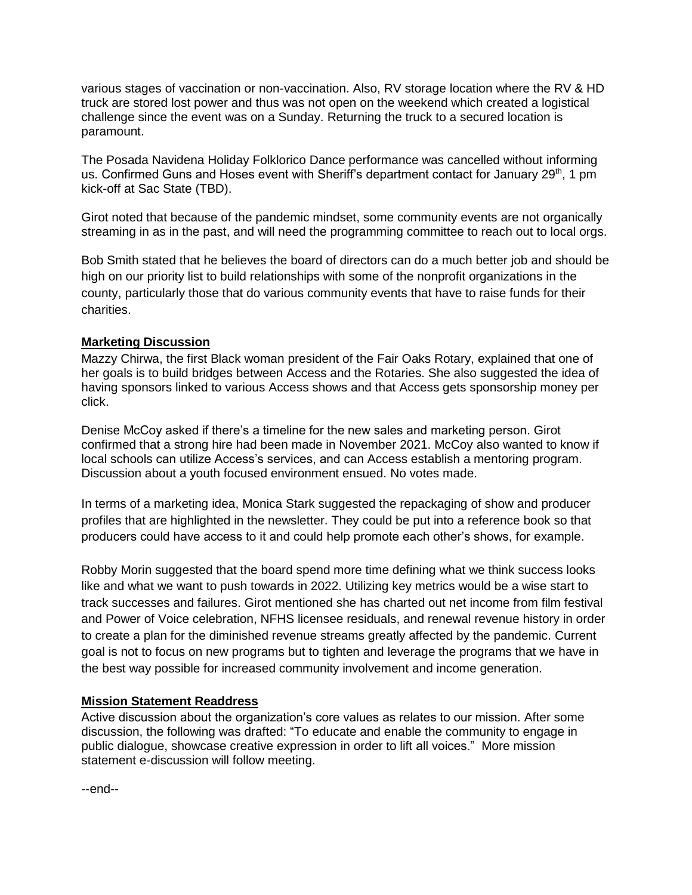various stages of vaccination or non-vaccination. Also, RV storage location where the RV & HD truck are stored lost power and thus was not open on the weekend which created a logistical challenge since the event was on a Sunday. Returning the truck to a secured location is paramount.

The Posada Navidena Holiday Folklorico Dance performance was cancelled without informing us. Confirmed Guns and Hoses event with Sheriff's department contact for January 29th, 1 pm kick-off at Sac State (TBD).

Girot noted that because of the pandemic mindset, some community events are not organically streaming in as in the past, and will need the programming committee to reach out to local orgs.

Bob Smith stated that he believes the board of directors can do a much better job and should be high on our priority list to build relationships with some of the nonprofit organizations in the county, particularly those that do various community events that have to raise funds for their charities.

**Marketing Discussion**

Mazzy Chirwa, the first Black woman president of the Fair Oaks Rotary, explained that one of her goals is to build bridges between Access and the Rotaries. She also suggested the idea of having sponsors linked to various Access shows and that Access gets sponsorship money per click.

Denise McCoy asked if there's a timeline for the new sales and marketing person. Girot confirmed that a strong hire had been made in November 2021. McCoy also wanted to know if local schools can utilize Access's services, and can Access establish a mentoring program. Discussion about a youth focused environment ensued. No votes made.

In terms of a marketing idea, Monica Stark suggested the repackaging of show and producer profiles that are highlighted in the newsletter. They could be put into a reference book so that producers could have access to it and could help promote each other's shows, for example.

Robby Morin suggested that the board spend more time defining what we think success looks like and what we want to push towards in 2022. Utilizing key metrics would be a wise start to track successes and failures. Girot mentioned she has charted out net income from film festival and Power of Voice celebration, NFHS licensee residuals, and renewal revenue history in order to create a plan for the diminished revenue streams greatly affected by the pandemic. Current goal is not to focus on new programs but to tighten and leverage the programs that we have in the best way possible for increased community involvement and income generation.

**Mission Statement Readdress**

Active discussion about the organization's core values as relates to our mission. After some discussion, the following was drafted: "To educate and enable the community to engage in public dialogue, showcase creative expression in order to lift all voices." More mission statement e-discussion will follow meeting.

--end--